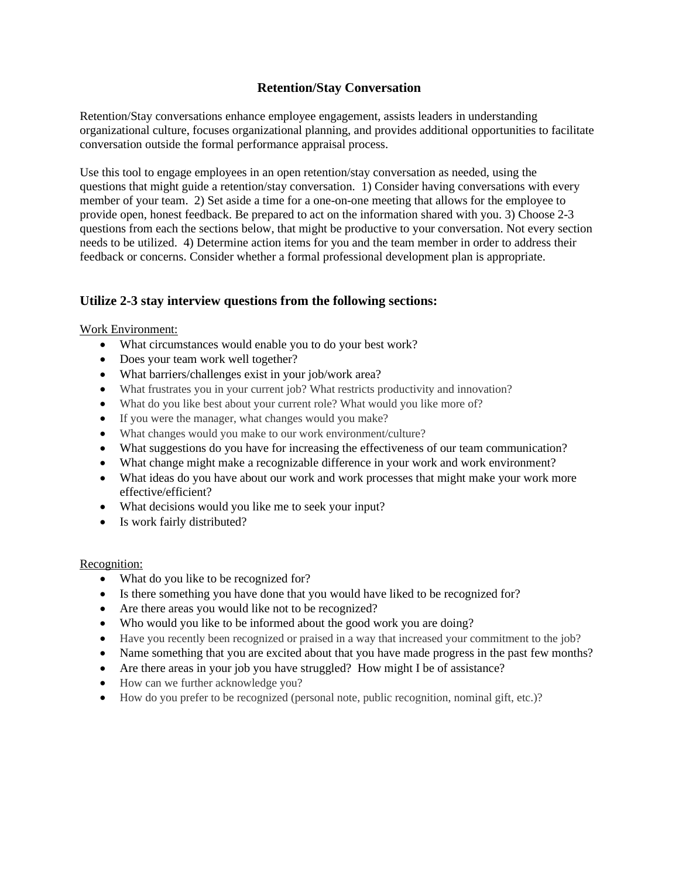# Retention/Stay Conversation

Retention/Stay conversations enhance employee engagement, assists leaders in understanding organizational culture, focuses organizational planning, and provides additional opportunities to facilitate conversation outside the formal performance appraisal process.

Use this tool to engage employees in an open retention/stay conversation as needed, using the questions that might guide a retention/stay conversation. 1) Consider having conversations with every member of your team. 2) Set aside a time for a one-on-one meeting that allows for the employee to provide open, honest feedback. Be prepared to act on the information shared with you. 3) Choose 2-3 questions from each the sections below, that might be productive to your conversation. Not every section needs to be utilized. 4) Determine action items for you and the team member in order to address their feedback or concerns. Consider whether a formal professional development plan is appropriate.

## Utilize 2-3 stay interview questions from the following sections:

<u>Work Environment:</u>

- What circumstances would enable you to do your best work?
- Does your team work well together?
- What barriers/challenges exist in your job/work area?
- What frustrates you in your current job? What restricts productivity and innovation?
- What do you like best about your current role? What would you like more of?
- If you were the manager, what changes would you make?
- What changes would you make to our work environment/culture?
- What suggestions do you have for increasing the effectiveness of our team communication?
- What change might make a recognizable difference in your work and work environment?
- What ideas do you have about our work and work processes that might make your work more effective/efficient?
- What decisions would you like me to seek your input?
- Is work fairly distributed?

<u>Recognition:</u>

- What do you like to be recognized for?
- Is there something you have done that you would have liked to be recognized for?
- Are there areas you would like not to be recognized?
- Who would you like to be informed about the good work you are doing?
- Have you recently been recognized or praised in a way that increased your commitment to the job?
- Name something that you are excited about that you have made progress in the past few months?
- Are there areas in your job you have struggled? How might I be of assistance?
- How can we further acknowledge you?
- How do you prefer to be recognized (personal note, public recognition, nominal gift, etc.)?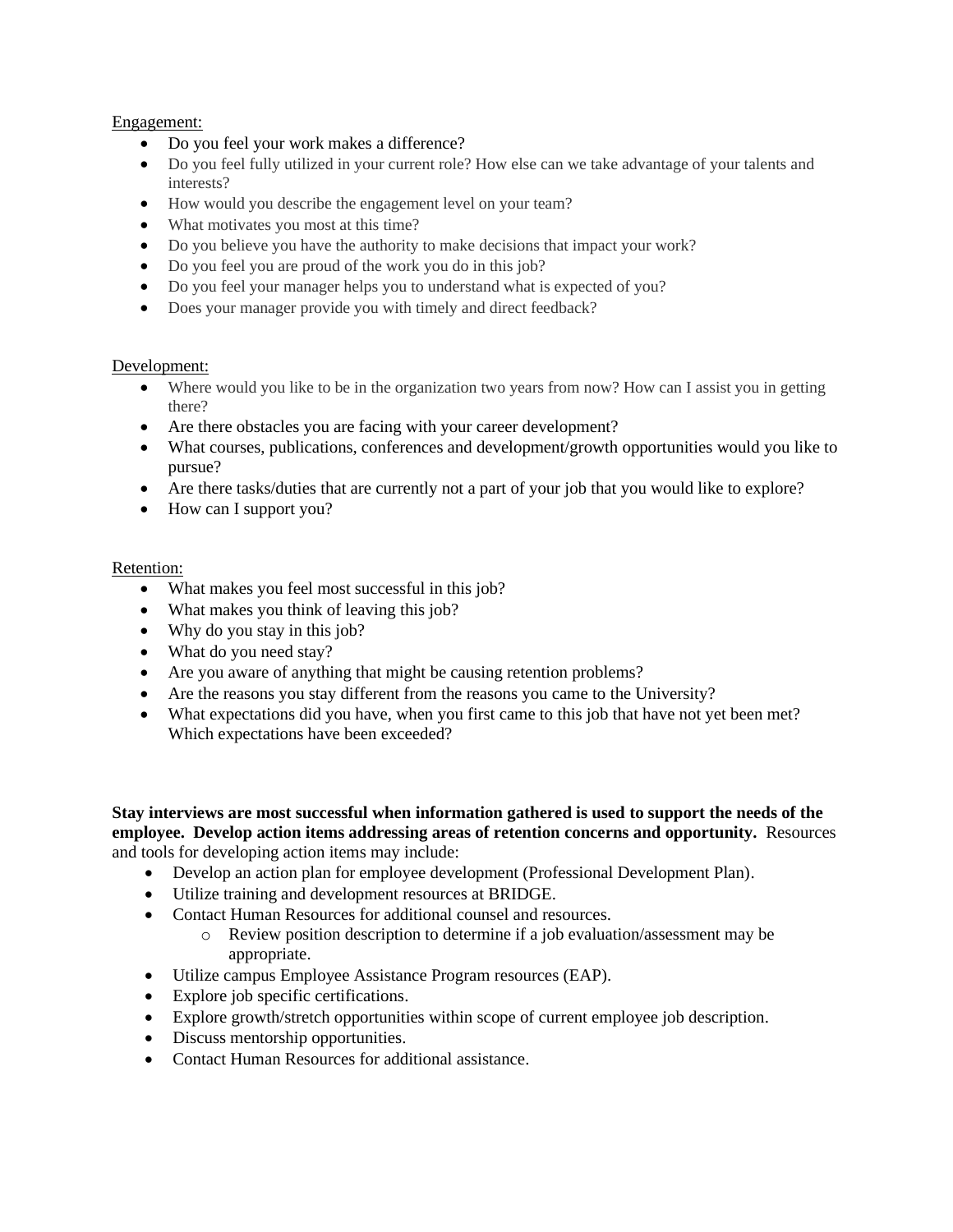Engagement:

- Do you feel your work makes a difference?
- Do you feel fully utilized in your current role? How else can we take advantage of your talents and interests?
- How would you describe the engagement level on your team?
- What motivates you most at this time?
- Do you believe you have the authority to make decisions that impact your work?
- Do you feel you are proud of the work you do in this job?
- Do you feel your manager helps you to understand what is expected of you?
- Does your manager provide you with timely and direct feedback?

Development:

- Where would you like to be in the organization two years from now? How can I assist you in getting there?
- Are there obstacles you are facing with your career development?
- What courses, publications, conferences and development/growth opportunities would you like to pursue?
- Are there tasks/duties that are currently not a part of your job that you would like to explore?
- How can I support you?

Retention:

- What makes you feel most successful in this job?
- What makes you think of leaving this job?
- Why do you stay in this job?
- What do you need stay?
- Are you aware of anything that might be causing retention problems?
- Are the reasons you stay different from the reasons you came to the University?
- What expectations did you have, when you first came to this job that have not yet been met? Which expectations have been exceeded?

**Stay interviews are most successful when information gathered is used to support the needs of the employee. Develop action items addressing areas of retention concerns and opportunity.** Resources and tools for developing action items may include:

- Develop an action plan for employee development (Professional Development Plan).
- Utilize training and development resources at BRIDGE.
- Contact Human Resources for additional counsel and resources.
  - Review position description to determine if a job evaluation/assessment may be appropriate.
- Utilize campus Employee Assistance Program resources (EAP).
- Explore job specific certifications.
- Explore growth/stretch opportunities within scope of current employee job description.
- Discuss mentorship opportunities.
- Contact Human Resources for additional assistance.